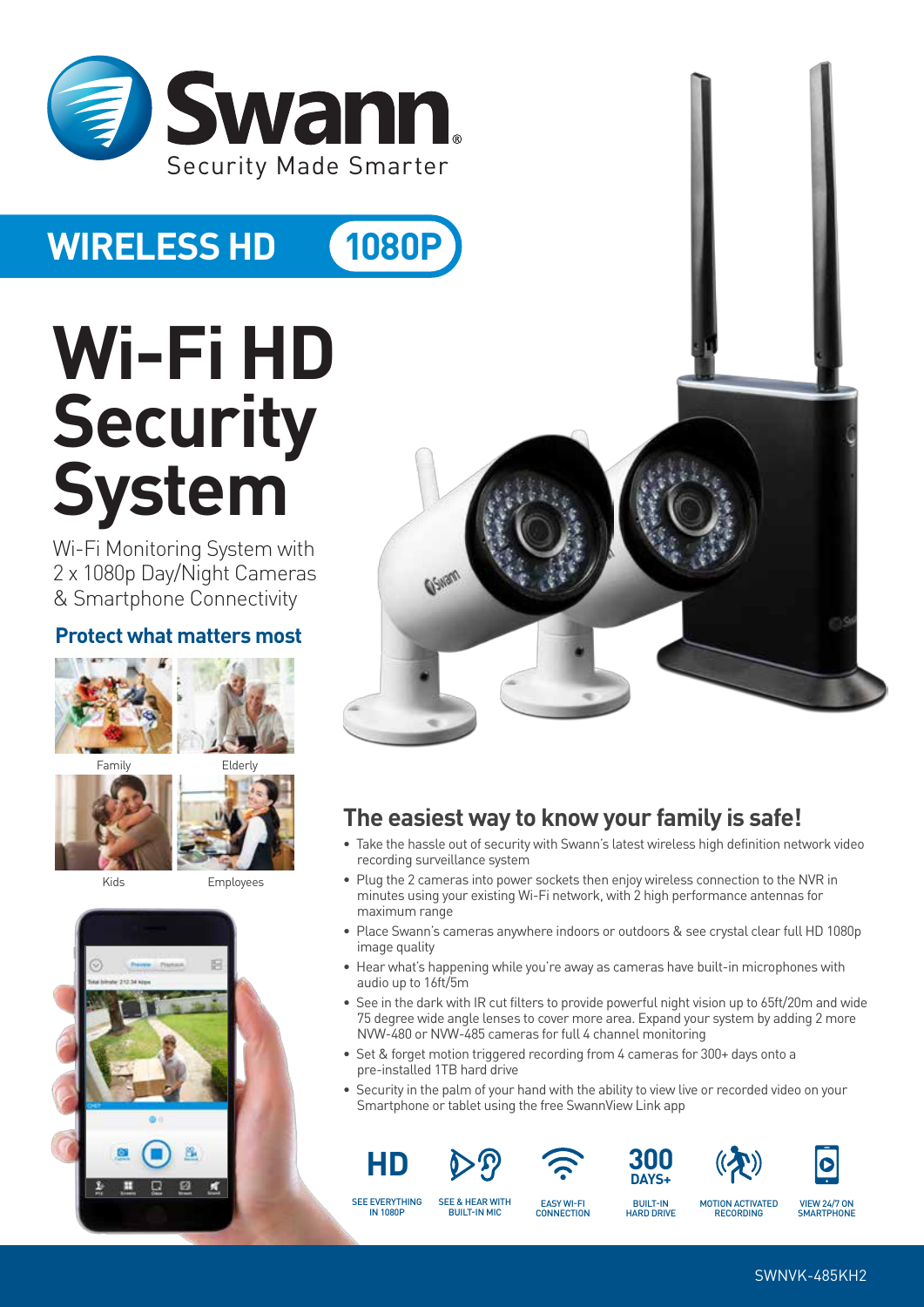# Swann

Security Made Smarter

**WIRELESS HD** **1080P**

# Wi-Fi HD Security System

Wi-Fi Monitoring System with 2 x 1080p Day/Night Cameras & Smartphone Connectivity

## Protect what matters most

Family

Elderly

Kids

Employees

## The easiest way to know your family is safe!

- Take the hassle out of security with Swann's latest wireless high definition network video recording surveillance system
- Plug the 2 cameras into power sockets then enjoy wireless connection to the NVR in minutes using your existing Wi-Fi network, with 2 high performance antennas for maximum range
- Place Swann's cameras anywhere indoors or outdoors & see crystal clear full HD 1080p image quality
- Hear what's happening while you're away as cameras have built-in microphones with audio up to 16ft/5m
- See in the dark with IR cut filters to provide powerful night vision up to 65ft/20m and wide 75 degree wide angle lenses to cover more area. Expand your system by adding 2 more NVW-480 or NVW-485 cameras for full 4 channel monitoring
- Set & forget motion triggered recording from 4 cameras for 300+ days onto a pre-installed 1TB hard drive
- Security in the palm of your hand with the ability to view live or recorded video on your Smartphone or tablet using the free SwannView Link app

HD — SEE EVERYTHING IN 1080P

SEE & HEAR WITH BUILT-IN MIC

EASY WI-FI CONNECTION

300 DAYS+ — BUILT-IN HARD DRIVE

MOTION ACTIVATED RECORDING

VIEW 24/7 ON SMARTPHONE

SWNVK-485KH2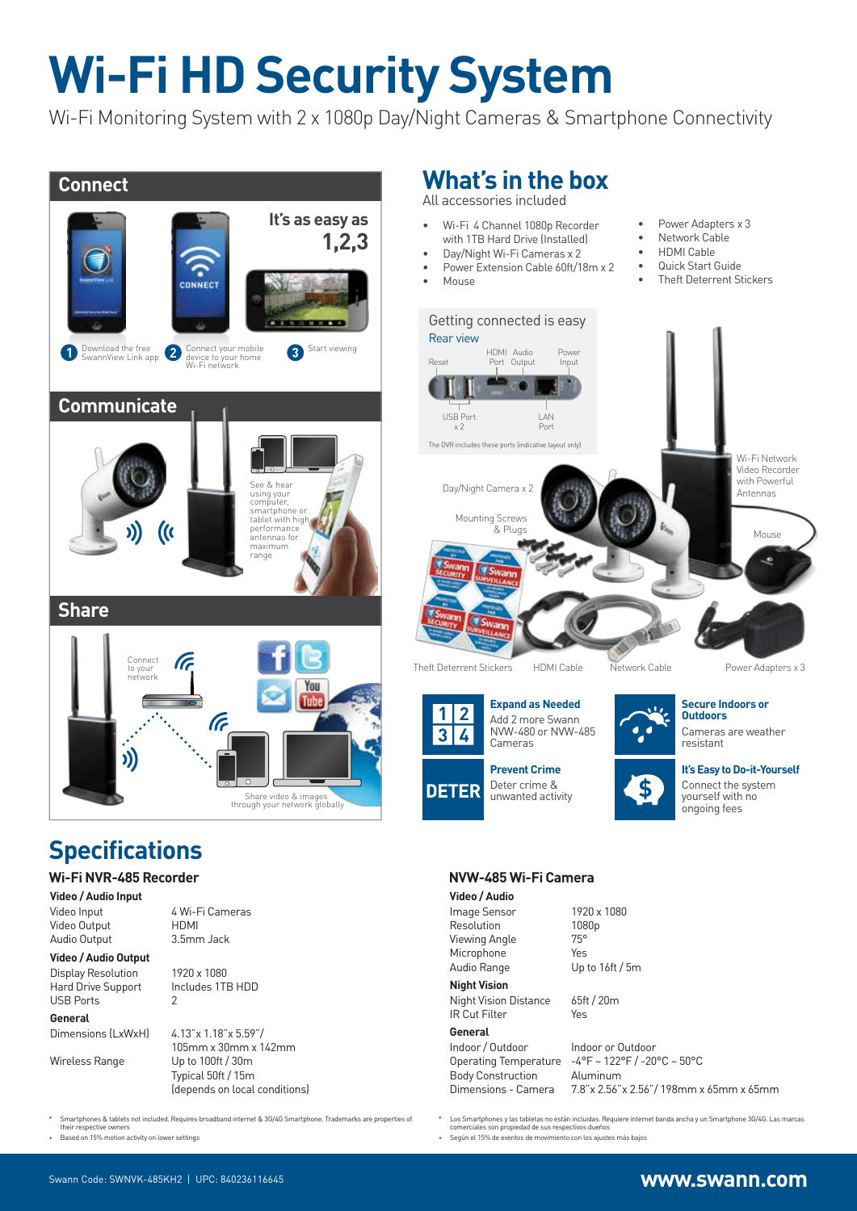# Wi-Fi HD Security System

Wi-Fi Monitoring System with 2 x 1080p Day/Night Cameras & Smartphone Connectivity

## Connect

It's as easy as 1,2,3

1. Download the free SwannView Link app
2. Connect your mobile device to your home Wi-Fi network
3. Start viewing

## Communicate

See & hear using your computer, smartphone or tablet with high performance antennas for maximum range

## Share

Connect to your network

Share video & images through your network globally

## What's in the box

All accessories included

- Wi-Fi 4 Channel 1080p Recorder with 1TB Hard Drive (Installed)
- Day/Night Wi-Fi Cameras x 2
- Power Extension Cable 60ft/18m x 2
- Mouse
- Power Adapters x 3
- Network Cable
- HDMI Cable
- Quick Start Guide
- Theft Deterrent Stickers

Getting connected is easy

Rear view

Reset

HDMI Port

Audio Output

Power Input

USB Port x 2

LAN Port

The DVR includes these ports (indicative layout only)

Wi-Fi Network Video Recorder with Powerful Antennas

Day/Night Camera x 2

Mounting Screws & Plugs

Mouse

Theft Deterrent Stickers

HDMI Cable

Network Cable

Power Adapters x 3

**Expand as Needed**

Add 2 more Swann NVW-480 or NVW-485 Cameras

**Secure Indoors or Outdoors**

Cameras are weather resistant

**Prevent Crime**

Deter crime & unwanted activity

**It's Easy to Do-it-Yourself**

Connect the system yourself with no ongoing fees

## Specifications

### Wi-Fi NVR-485 Recorder

**Video / Audio Input**

| | |
|---|---|
| Video Input | 4 Wi-Fi Cameras |
| Video Output | HDMI |
| Audio Output | 3.5mm Jack |

**Video / Audio Output**

| | |
|---|---|
| Display Resolution | 1920 x 1080 |
| Hard Drive Support | Includes 1TB HDD |
| USB Ports | 2 |

**General**

| | |
|---|---|
| Dimensions (LxWxH) | 4.13"x 1.18"x 5.59"/ 105mm x 30mm x 142mm |
| Wireless Range | Up to 100ft / 30m Typical 50ft / 15m (depends on local conditions) |

### NVW-485 Wi-Fi Camera

**Video / Audio**

| | |
|---|---|
| Image Sensor | 1920 x 1080 |
| Resolution | 1080p |
| Viewing Angle | 75° |
| Microphone | Yes |
| Audio Range | Up to 16ft / 5m |

**Night Vision**

| | |
|---|---|
| Night Vision Distance | 65ft / 20m |
| IR Cut Filter | Yes |

**General**

| | |
|---|---|
| Indoor / Outdoor | Indoor or Outdoor |
| Operating Temperature | -4°F ~ 122°F / -20°C ~ 50°C |
| Body Construction | Aluminum |
| Dimensions - Camera | 7.8"x 2.56"x 2.56"/ 198mm x 65mm x 65mm |

\* Smartphones & tablets not included. Requires broadband internet & 3G/4G Smartphone. Trademarks are properties of their respective owners

+ Based on 15% motion activity on lower settings

\* Los Smartphones y las tabletas no están incluidas. Requiere internet banda ancha y un Smartphone 3G/4G. Las marcas comerciales son propiedad de sus respectivos dueños

+ Según el 15% de eventos de movimiento con los ajustes más bajos

Swann Code: SWNVK-485KH2 | UPC: 840236116645

www.swann.com